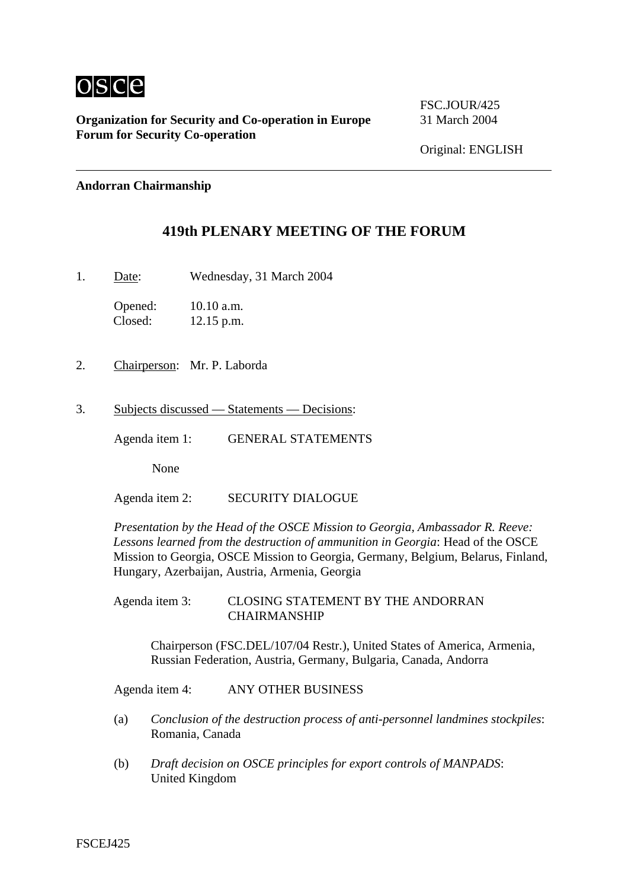osce

**Organization for Security and Co-operation in Europe**
**Forum for Security Co-operation**

FSC.JOUR/425
31 March 2004

Original: ENGLISH

**Andorran Chairmanship**

# 419th PLENARY MEETING OF THE FORUM

1. Date: Wednesday, 31 March 2004

   Opened: 10.10 a.m.
   Closed: 12.15 p.m.

2. Chairperson: Mr. P. Laborda

3. Subjects discussed — Statements — Decisions:

   Agenda item 1: GENERAL STATEMENTS

   None

   Agenda item 2: SECURITY DIALOGUE

   *Presentation by the Head of the OSCE Mission to Georgia, Ambassador R. Reeve: Lessons learned from the destruction of ammunition in Georgia*: Head of the OSCE Mission to Georgia, OSCE Mission to Georgia, Germany, Belgium, Belarus, Finland, Hungary, Azerbaijan, Austria, Armenia, Georgia

   Agenda item 3: CLOSING STATEMENT BY THE ANDORRAN CHAIRMANSHIP

   Chairperson (FSC.DEL/107/04 Restr.), United States of America, Armenia, Russian Federation, Austria, Germany, Bulgaria, Canada, Andorra

   Agenda item 4: ANY OTHER BUSINESS

   (a) *Conclusion of the destruction process of anti-personnel landmines stockpiles*: Romania, Canada

   (b) *Draft decision on OSCE principles for export controls of MANPADS*: United Kingdom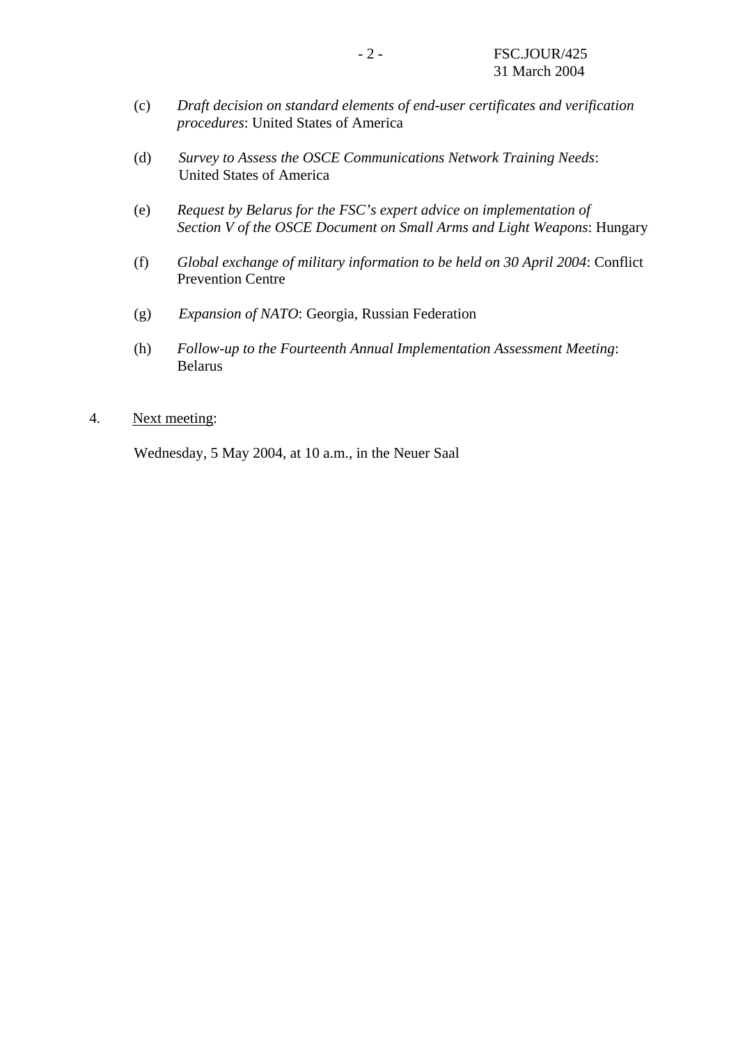(c) *Draft decision on standard elements of end-user certificates and verification procedures*: United States of America

(d) *Survey to Assess the OSCE Communications Network Training Needs*: United States of America

(e) *Request by Belarus for the FSC's expert advice on implementation of Section V of the OSCE Document on Small Arms and Light Weapons*: Hungary

(f) *Global exchange of military information to be held on 30 April 2004*: Conflict Prevention Centre

(g) *Expansion of NATO*: Georgia, Russian Federation

(h) *Follow-up to the Fourteenth Annual Implementation Assessment Meeting*: Belarus

4. Next meeting:

Wednesday, 5 May 2004, at 10 a.m., in the Neuer Saal